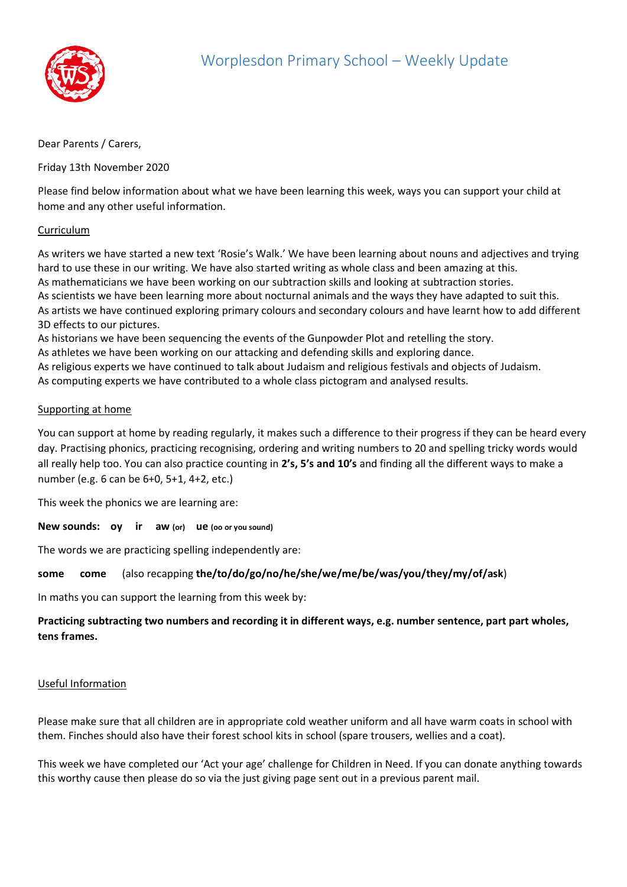# Worplesdon Primary School – Weekly Update

Dear Parents / Carers,

Friday 13th November 2020

Please find below information about what we have been learning this week, ways you can support your child at home and any other useful information.

## Curriculum

As writers we have started a new text 'Rosie's Walk.' We have been learning about nouns and adjectives and trying hard to use these in our writing. We have also started writing as whole class and been amazing at this.
As mathematicians we have been working on our subtraction skills and looking at subtraction stories.
As scientists we have been learning more about nocturnal animals and the ways they have adapted to suit this.
As artists we have continued exploring primary colours and secondary colours and have learnt how to add different 3D effects to our pictures.
As historians we have been sequencing the events of the Gunpowder Plot and retelling the story.
As athletes we have been working on our attacking and defending skills and exploring dance.
As religious experts we have continued to talk about Judaism and religious festivals and objects of Judaism.
As computing experts we have contributed to a whole class pictogram and analysed results.

## Supporting at home

You can support at home by reading regularly, it makes such a difference to their progress if they can be heard every day. Practising phonics, practicing recognising, ordering and writing numbers to 20 and spelling tricky words would all really help too. You can also practice counting in **2's, 5's and 10's** and finding all the different ways to make a number (e.g. 6 can be 6+0, 5+1, 4+2, etc.)

This week the phonics we are learning are:

**New sounds: oy ir aw (or) ue (oo or you sound)**

The words we are practicing spelling independently are:

**some come** (also recapping **the/to/do/go/no/he/she/we/me/be/was/you/they/my/of/ask**)

In maths you can support the learning from this week by:

**Practicing subtracting two numbers and recording it in different ways, e.g. number sentence, part part wholes, tens frames.**

## Useful Information

Please make sure that all children are in appropriate cold weather uniform and all have warm coats in school with them. Finches should also have their forest school kits in school (spare trousers, wellies and a coat).

This week we have completed our 'Act your age' challenge for Children in Need. If you can donate anything towards this worthy cause then please do so via the just giving page sent out in a previous parent mail.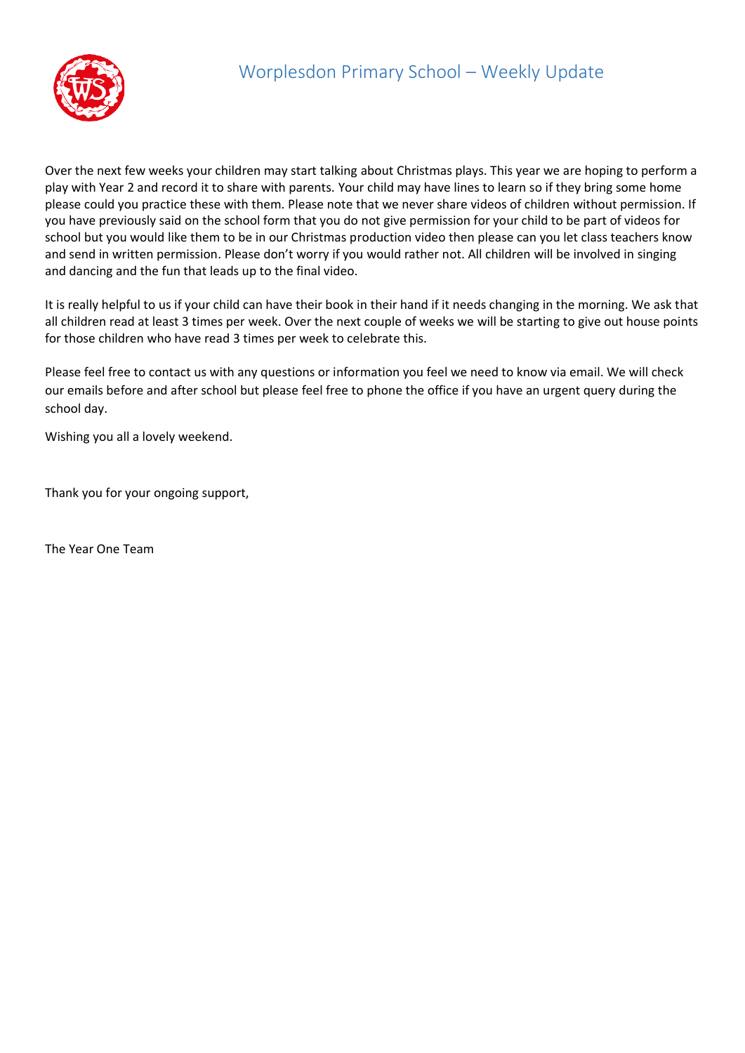# Worplesdon Primary School – Weekly Update

Over the next few weeks your children may start talking about Christmas plays. This year we are hoping to perform a play with Year 2 and record it to share with parents. Your child may have lines to learn so if they bring some home please could you practice these with them. Please note that we never share videos of children without permission. If you have previously said on the school form that you do not give permission for your child to be part of videos for school but you would like them to be in our Christmas production video then please can you let class teachers know and send in written permission. Please don't worry if you would rather not. All children will be involved in singing and dancing and the fun that leads up to the final video.

It is really helpful to us if your child can have their book in their hand if it needs changing in the morning. We ask that all children read at least 3 times per week. Over the next couple of weeks we will be starting to give out house points for those children who have read 3 times per week to celebrate this.

Please feel free to contact us with any questions or information you feel we need to know via email. We will check our emails before and after school but please feel free to phone the office if you have an urgent query during the school day.

Wishing you all a lovely weekend.

Thank you for your ongoing support,

The Year One Team